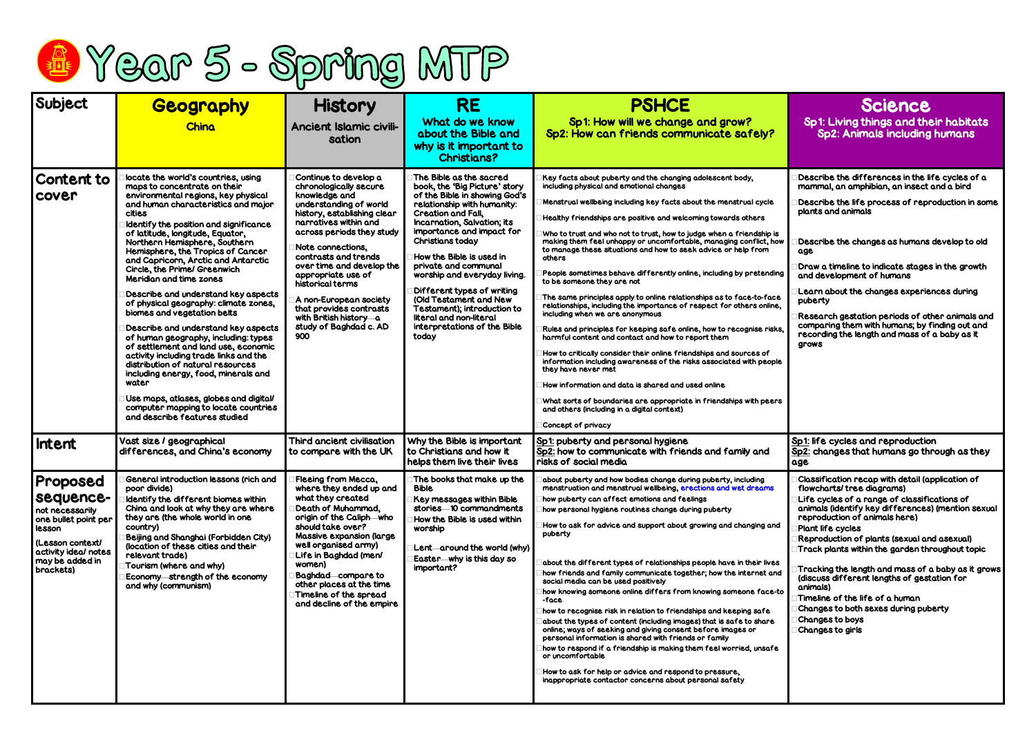# Year 5 - Spring MTP

| Subject | Geography<br>China | History<br>Ancient Islamic civilisation | RE<br>What do we know about the Bible and why is it important to Christians? | PSHCE<br>Sp1: How will we change and grow?<br>Sp2: How can friends communicate safely? | Science<br>Sp1: Living things and their habitats<br>Sp2: Animals including humans |
|---|---|---|---|---|---|
| **Content to cover** | locate the world's countries, using maps to concentrate on their environmental regions, key physical and human characteristics and major cities<br>Identify the position and significance of latitude, longitude, Equator, Northern Hemisphere, Southern Hemisphere, the Tropics of Cancer and Capricorn, Arctic and Antarctic Circle, the Prime/ Greenwich Meridian and time zones<br>Describe and understand key aspects of physical geography: climate zones, biomes and vegetation belts<br>Describe and understand key aspects of human geography, including: types of settlement and land use, economic activity including trade links and the distribution of natural resources including energy, food, minerals and water<br>Use maps, atlases, globes and digital/ computer mapping to locate countries and describe features studied | Continue to develop a chronologically secure knowledge and understanding of world history, establishing clear narratives within and across periods they study<br>Note connections, contrasts and trends over time and develop the appropriate use of historical terms<br>A non-European society that provides contrasts with British history—a study of Baghdad c. AD 900 | The Bible as the sacred book, the 'Big Picture' story of the Bible in showing God's relationship with humanity: Creation and Fall, Incarnation, Salvation; its importance and impact for Christians today<br>How the Bible is used in private and communal worship and everyday living.<br>Different types of writing (Old Testament and New Testament); introduction to literal and non-literal interpretations of the Bible today | Key facts about puberty and the changing adolescent body, including physical and emotional changes<br>Menstrual wellbeing including key facts about the menstrual cycle<br>Healthy friendships are positive and welcoming towards others<br>Who to trust and who not to trust, how to judge when a friendship is making them feel unhappy or uncomfortable, managing conflict, how to manage these situations and how to seek advice or help from others<br>People sometimes behave differently online, including by pretending to be someone they are not<br>The same principles apply to online relationships as to face-to-face relationships, including the importance of respect for others online, including when we are anonymous<br>Rules and principles for keeping safe online, how to recognise risks, harmful content and contact and how to report them<br>How to critically consider their online friendships and sources of information including awareness of the risks associated with people they have never met<br>How information and data is shared and used online<br>What sorts of boundaries are appropriate in friendships with peers and others (including in a digital context)<br>Concept of privacy | Describe the differences in the life cycles of a mammal, an amphibian, an insect and a bird<br>Describe the life process of reproduction in some plants and animals<br>Describe the changes as humans develop to old age<br>Draw a timeline to indicate stages in the growth and development of humans<br>Learn about the changes experiences during puberty<br>Research gestation periods of other animals and comparing them with humans; by finding out and recording the length and mass of a baby as it grows |
| **Intent** | Vast size / geographical differences, and China's economy | Third ancient civilisation to compare with the UK | Why the Bible is important to Christians and how it helps them live their lives | Sp1: puberty and personal hygiene<br>Sp2: how to communicate with friends and family and risks of social media | Sp1: life cycles and reproduction<br>Sp2: changes that humans go through as they age |
| **Proposed sequence-** not necessarily one bullet point per lesson<br>(Lesson context/ activity idea/ notes may be added in brackets) | General introduction lessons (rich and poor divide)<br>Identify the different biomes within China and look at why they are where they are (the whole world in one country)<br>Beijing and Shanghai (Forbidden City) (location of these cities and their relevant trade)<br>Tourism (where and why)<br>Economy—strength of the economy and why (communism) | Fleeing from Mecca, where they ended up and what they created<br>Death of Muhammad, origin of the Caliph—who should take over?<br>Massive expansion (large well organised army)<br>Life in Baghdad (men/ women)<br>Baghdad—compare to other places at the time<br>Timeline of the spread and decline of the empire | The books that make up the Bible<br>Key messages within Bible stories—10 commandments<br>How the Bible is used within worship<br>Lent—around the world (why)<br>Easter—why is this day so important? | about puberty and how bodies change during puberty, including menstruation and menstrual wellbeing, erections and wet dreams<br>how puberty can affect emotions and feelings<br>how personal hygiene routines change during puberty<br>How to ask for advice and support about growing and changing and puberty<br>about the different types of relationships people have in their lives<br>how friends and family communicate together; how the internet and social media can be used positively<br>how knowing someone online differs from knowing someone face-to-face<br>how to recognise risk in relation to friendships and keeping safe<br>about the types of content (including images) that is safe to share online; ways of seeking and giving consent before images or personal information is shared with friends or family<br>how to respond if a friendship is making them feel worried, unsafe or uncomfortable<br>How to ask for help or advice and respond to pressure, inappropriate contactor concerns about personal safety | Classification recap with detail (application of flowcharts/ tree diagrams)<br>Life cycles of a range of classifications of animals (identify key differences) (mention sexual reproduction of animals here)<br>Plant life cycles<br>Reproduction of plants (sexual and asexual)<br>Track plants within the garden throughout topic<br>Tracking the length and mass of a baby as it grows (discuss different lengths of gestation for animals)<br>Timeline of the life of a human<br>Changes to both sexes during puberty<br>Changes to boys<br>Changes to girls |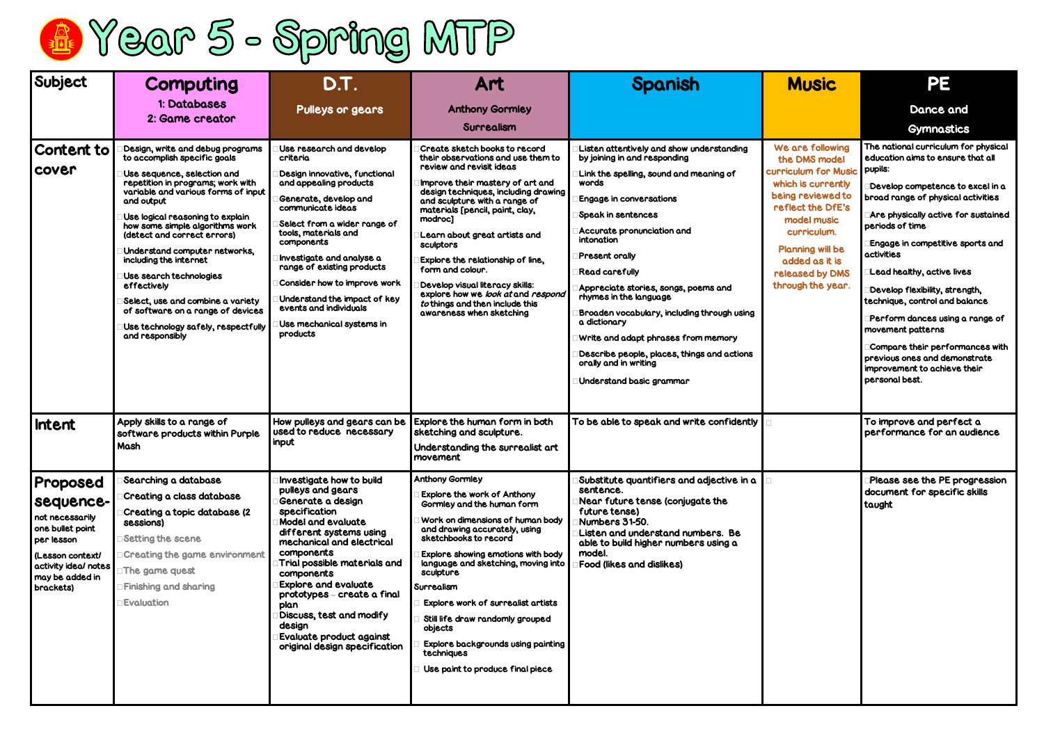# Year 5 - Spring MTP

| Subject | Computing<br>1: Databases<br>2: Game creator | D.T.<br>Pulleys or gears | Art<br>Anthony Gormley<br>Surrealism | Spanish | Music | PE<br>Dance and Gymnastics |
|---|---|---|---|---|---|---|
| Content to cover | Design, write and debug programs to accomplish specific goals<br>Use sequence, selection and repetition in programs; work with variable and various forms of input and output<br>Use logical reasoning to explain how some simple algorithms work (detect and correct errors)<br>Understand computer networks, including the internet<br>Use search technologies effectively<br>Select, use and combine a variety of software on a range of devices<br>Use technology safely, respectfully and responsibly | Use research and develop criteria<br>Design innovative, functional and appealing products<br>Generate, develop and communicate ideas<br>Select from a wider range of tools, materials and components<br>Investigate and analyse a range of existing products<br>Consider how to improve work<br>Understand the impact of key events and individuals<br>Use mechanical systems in products | Create sketch books to record their observations and use them to review and revisit ideas<br>Improve their mastery of art and design techniques, including drawing and sculpture with a range of materials [pencil, paint, clay, modroc]<br>Learn about great artists and sculptors<br>Explore the relationship of line, form and colour.<br>Develop visual literacy skills: explore how we *look at* and *respond to* things and then include this awareness when sketching | Listen attentively and show understanding by joining in and responding<br>Link the spelling, sound and meaning of words<br>Engage in conversations<br>Speak in sentences<br>Accurate pronunciation and intonation<br>Present orally<br>Read carefully<br>Appreciate stories, songs, poems and rhymes in the language<br>Broaden vocabulary, including through using a dictionary<br>Write and adapt phrases from memory<br>Describe people, places, things and actions orally and in writing<br>Understand basic grammar | We are following the DMS model curriculum for Music which is currently being reviewed to reflect the DfE's model music curriculum.<br>Planning will be added as it is released by DMS through the year. | The national curriculum for physical education aims to ensure that all pupils:<br>Develop competence to excel in a broad range of physical activities<br>Are physically active for sustained periods of time<br>Engage in competitive sports and activities<br>Lead healthy, active lives<br>Develop flexibility, strength, technique, control and balance<br>Perform dances using a range of movement patterns<br>Compare their performances with previous ones and demonstrate improvement to achieve their personal best. |
| Intent | Apply skills to a range of software products within Purple Mash | How pulleys and gears can be used to reduce necessary input | Explore the human form in both sketching and sculpture.<br>Understanding the surrealist art movement | To be able to speak and write confidently | | To improve and perfect a performance for an audience |
| Proposed sequence- not necessarily one bullet point per lesson (Lesson context/ activity idea/ notes may be added in brackets) | Searching a database<br>Creating a class database<br>Creating a topic database (2 sessions)<br>Setting the scene<br>Creating the game environment<br>The game quest<br>Finishing and sharing<br>Evaluation | Investigate how to build pulleys and gears<br>Generate a design specification<br>Model and evaluate different systems using mechanical and electrical components<br>Trial possible materials and components<br>Explore and evaluate prototypes – create a final plan<br>Discuss, test and modify design<br>Evaluate product against original design specification | Anthony Gormley<br>Explore the work of Anthony Gormley and the human form<br>Work on dimensions of human body and drawing accurately, using sketchbooks to record<br>Explore showing emotions with body language and sketching, moving into sculpture<br>Surrealism<br>Explore work of surrealist artists<br>Still life draw randomly grouped objects<br>Explore backgrounds using painting techniques<br>Use paint to produce final piece | Substitute quantifiers and adjective in a sentence.<br>Near future tense (conjugate the future tense)<br>Numbers 31-50.<br>Listen and understand numbers. Be able to build higher numbers using a model.<br>Food (likes and dislikes) | | Please see the PE progression document for specific skills taught |